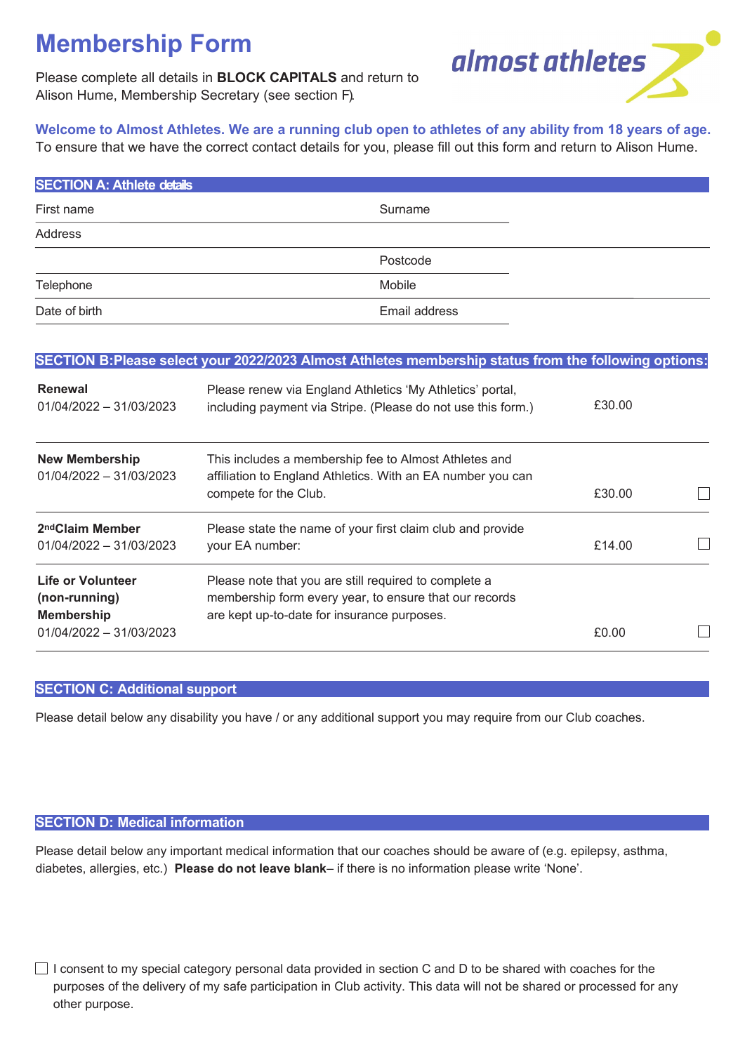# Membership Form

Please complete all details in **BLOCK CAPITALS** and return to Alison Hume, Membership Secretary (see section F).

almost athletes

**Welcome to Almost Athletes. We are a running club open to athletes of any ability from 18 years of age.**
To ensure that we have the correct contact details for you, please fill out this form and return to Alison Hume.

## SECTION A: Athlete details

| | |
|---|---|
| First name | Surname |
| Address | |
| | Postcode |
| Telephone | Mobile |
| Date of birth | Email address |

## SECTION B: Please select your 2022/2023 Almost Athletes membership status from the following options:

| | | | |
|---|---|---|---|
| **Renewal**<br>01/04/2022 – 31/03/2023 | Please renew via England Athletics 'My Athletics' portal, including payment via Stripe. (Please do not use this form.) | £30.00 | |
| **New Membership**<br>01/04/2022 – 31/03/2023 | This includes a membership fee to Almost Athletes and affiliation to England Athletics. With an EA number you can compete for the Club. | £30.00 | ☐ |
| **2nd Claim Member**<br>01/04/2022 – 31/03/2023 | Please state the name of your first claim club and provide your EA number: | £14.00 | ☐ |
| **Life or Volunteer (non-running) Membership**<br>01/04/2022 – 31/03/2023 | Please note that you are still required to complete a membership form every year, to ensure that our records are kept up-to-date for insurance purposes. | £0.00 | ☐ |

## SECTION C: Additional support

Please detail below any disability you have / or any additional support you may require from our Club coaches.

## SECTION D: Medical information

Please detail below any important medical information that our coaches should be aware of (e.g. epilepsy, asthma, diabetes, allergies, etc.) **Please do not leave blank**– if there is no information please write 'None'.

☐ I consent to my special category personal data provided in section C and D to be shared with coaches for the purposes of the delivery of my safe participation in Club activity. This data will not be shared or processed for any other purpose.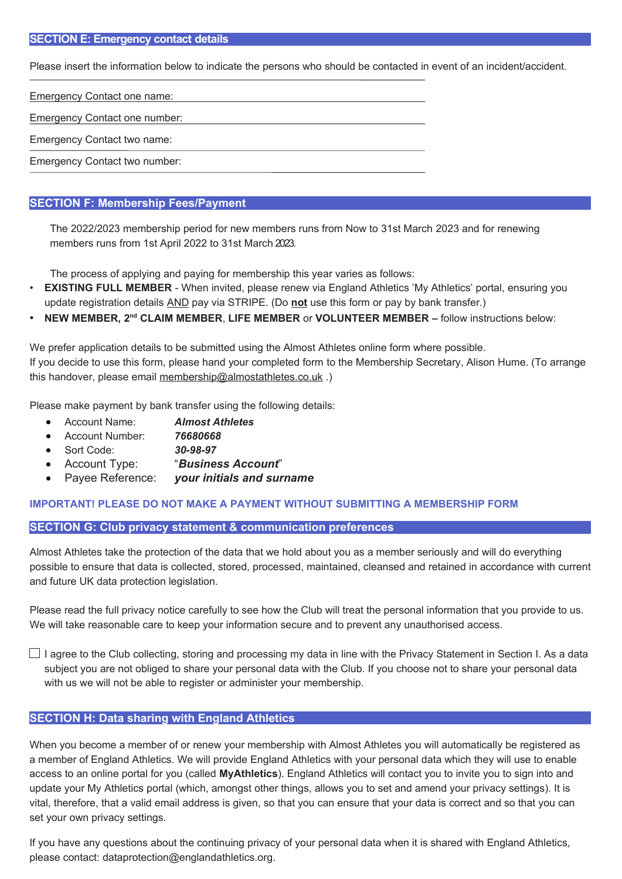## SECTION E: Emergency contact details

Please insert the information below to indicate the persons who should be contacted in event of an incident/accident.

Emergency Contact one name:

Emergency Contact one number:

Emergency Contact two name:

Emergency Contact two number:

## SECTION F: Membership Fees/Payment

The 2022/2023 membership period for new members runs from Now to 31st March 2023 and for renewing members runs from 1st April 2022 to 31st March 2023.

The process of applying and paying for membership this year varies as follows:

- **EXISTING FULL MEMBER** - When invited, please renew via England Athletics 'My Athletics' portal, ensuring you update registration details AND pay via STRIPE. (Do **not** use this form or pay by bank transfer.)
- **NEW MEMBER, 2nd CLAIM MEMBER**, **LIFE MEMBER** or **VOLUNTEER MEMBER –** follow instructions below:

We prefer application details to be submitted using the Almost Athletes online form where possible.
If you decide to use this form, please hand your completed form to the Membership Secretary, Alison Hume. (To arrange this handover, please email membership@almostathletes.co.uk .)

Please make payment by bank transfer using the following details:

- Account Name: ***Almost Athletes***
- Account Number: ***76680668***
- Sort Code: ***30-98-97***
- Account Type: "***Business Account***"
- Payee Reference: ***your initials and surname***

**IMPORTANT! PLEASE DO NOT MAKE A PAYMENT WITHOUT SUBMITTING A MEMBERSHIP FORM**

## SECTION G: Club privacy statement & communication preferences

Almost Athletes take the protection of the data that we hold about you as a member seriously and will do everything possible to ensure that data is collected, stored, processed, maintained, cleansed and retained in accordance with current and future UK data protection legislation.

Please read the full privacy notice carefully to see how the Club will treat the personal information that you provide to us. We will take reasonable care to keep your information secure and to prevent any unauthorised access.

☐ I agree to the Club collecting, storing and processing my data in line with the Privacy Statement in Section I. As a data subject you are not obliged to share your personal data with the Club. If you choose not to share your personal data with us we will not be able to register or administer your membership.

## SECTION H: Data sharing with England Athletics

When you become a member of or renew your membership with Almost Athletes you will automatically be registered as a member of England Athletics. We will provide England Athletics with your personal data which they will use to enable access to an online portal for you (called **MyAthletics**). England Athletics will contact you to invite you to sign into and update your My Athletics portal (which, amongst other things, allows you to set and amend your privacy settings). It is vital, therefore, that a valid email address is given, so that you can ensure that your data is correct and so that you can set your own privacy settings.

If you have any questions about the continuing privacy of your personal data when it is shared with England Athletics, please contact: dataprotection@englandathletics.org.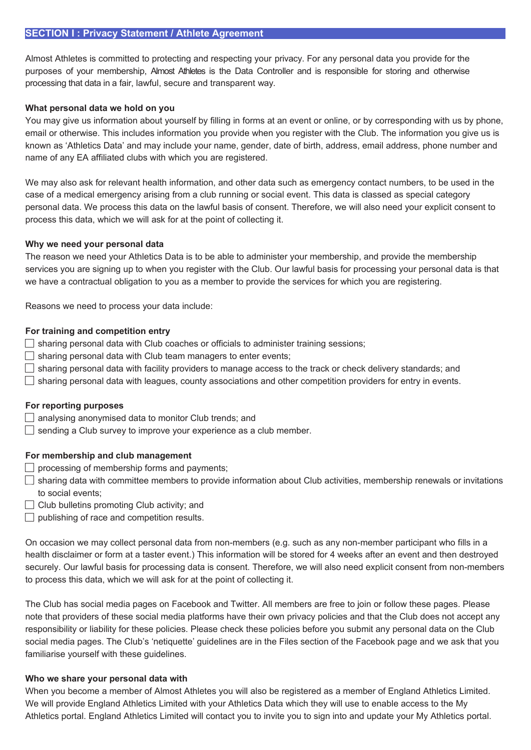## SECTION I : Privacy Statement / Athlete Agreement

Almost Athletes is committed to protecting and respecting your privacy. For any personal data you provide for the purposes of your membership, Almost Athletes is the Data Controller and is responsible for storing and otherwise processing that data in a fair, lawful, secure and transparent way.

**What personal data we hold on you**

You may give us information about yourself by filling in forms at an event or online, or by corresponding with us by phone, email or otherwise. This includes information you provide when you register with the Club. The information you give us is known as 'Athletics Data' and may include your name, gender, date of birth, address, email address, phone number and name of any EA affiliated clubs with which you are registered.

We may also ask for relevant health information, and other data such as emergency contact numbers, to be used in the case of a medical emergency arising from a club running or social event. This data is classed as special category personal data. We process this data on the lawful basis of consent. Therefore, we will also need your explicit consent to process this data, which we will ask for at the point of collecting it.

**Why we need your personal data**

The reason we need your Athletics Data is to be able to administer your membership, and provide the membership services you are signing up to when you register with the Club. Our lawful basis for processing your personal data is that we have a contractual obligation to you as a member to provide the services for which you are registering.

Reasons we need to process your data include:

**For training and competition entry**

- ☐ sharing personal data with Club coaches or officials to administer training sessions;
- ☐ sharing personal data with Club team managers to enter events;
- ☐ sharing personal data with facility providers to manage access to the track or check delivery standards; and
- ☐ sharing personal data with leagues, county associations and other competition providers for entry in events.

**For reporting purposes**

- ☐ analysing anonymised data to monitor Club trends; and
- ☐ sending a Club survey to improve your experience as a club member.

**For membership and club management**

- ☐ processing of membership forms and payments;
- ☐ sharing data with committee members to provide information about Club activities, membership renewals or invitations to social events;
- ☐ Club bulletins promoting Club activity; and
- ☐ publishing of race and competition results.

On occasion we may collect personal data from non-members (e.g. such as any non-member participant who fills in a health disclaimer or form at a taster event.) This information will be stored for 4 weeks after an event and then destroyed securely. Our lawful basis for processing data is consent. Therefore, we will also need explicit consent from non-members to process this data, which we will ask for at the point of collecting it.

The Club has social media pages on Facebook and Twitter. All members are free to join or follow these pages. Please note that providers of these social media platforms have their own privacy policies and that the Club does not accept any responsibility or liability for these policies. Please check these policies before you submit any personal data on the Club social media pages. The Club's 'netiquette' guidelines are in the Files section of the Facebook page and we ask that you familiarise yourself with these guidelines.

**Who we share your personal data with**

When you become a member of Almost Athletes you will also be registered as a member of England Athletics Limited. We will provide England Athletics Limited with your Athletics Data which they will use to enable access to the My Athletics portal. England Athletics Limited will contact you to invite you to sign into and update your My Athletics portal.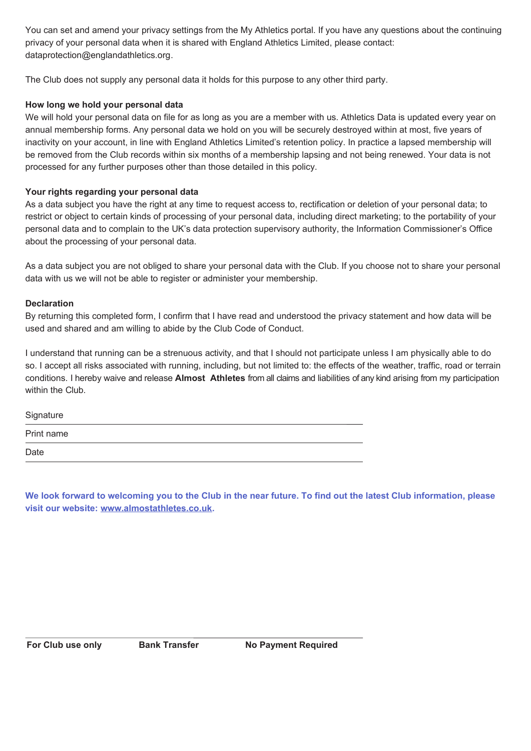You can set and amend your privacy settings from the My Athletics portal. If you have any questions about the continuing privacy of your personal data when it is shared with England Athletics Limited, please contact: dataprotection@englandathletics.org.

The Club does not supply any personal data it holds for this purpose to any other third party.

**How long we hold your personal data**

We will hold your personal data on file for as long as you are a member with us. Athletics Data is updated every year on annual membership forms. Any personal data we hold on you will be securely destroyed within at most, five years of inactivity on your account, in line with England Athletics Limited's retention policy. In practice a lapsed membership will be removed from the Club records within six months of a membership lapsing and not being renewed. Your data is not processed for any further purposes other than those detailed in this policy.

**Your rights regarding your personal data**

As a data subject you have the right at any time to request access to, rectification or deletion of your personal data; to restrict or object to certain kinds of processing of your personal data, including direct marketing; to the portability of your personal data and to complain to the UK's data protection supervisory authority, the Information Commissioner's Office about the processing of your personal data.

As a data subject you are not obliged to share your personal data with the Club. If you choose not to share your personal data with us we will not be able to register or administer your membership.

**Declaration**

By returning this completed form, I confirm that I have read and understood the privacy statement and how data will be used and shared and am willing to abide by the Club Code of Conduct.

I understand that running can be a strenuous activity, and that I should not participate unless I am physically able to do so. I accept all risks associated with running, including, but not limited to: the effects of the weather, traffic, road or terrain conditions. I hereby waive and release **Almost Athletes** from all claims and liabilities of any kind arising from my participation within the Club.

Signature ______________________________

Print name ______________________________

Date ______________________________

**We look forward to welcoming you to the Club in the near future. To find out the latest Club information, please visit our website: [www.almostathletes.co.uk](www.almostathletes.co.uk).**

**For Club use only** **Bank Transfer** **No Payment Required**